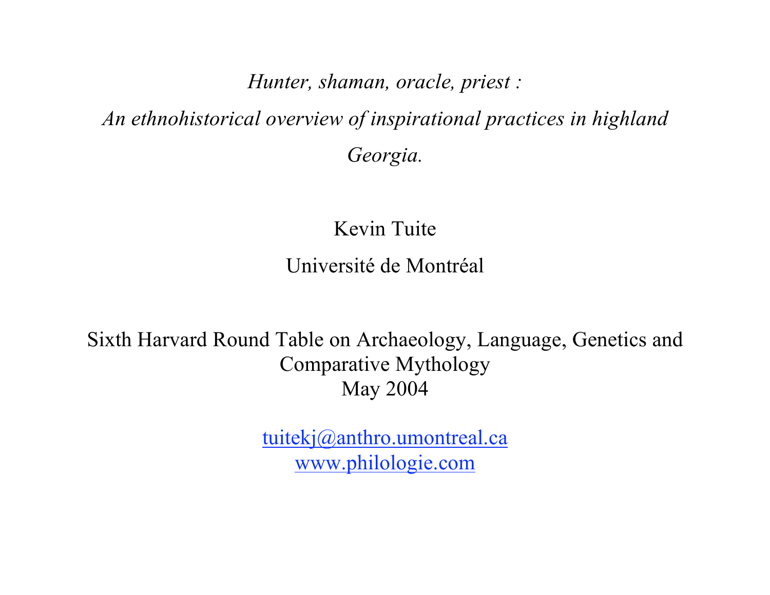# *Hunter, shaman, oracle, priest :*
# *An ethnohistorical overview of inspirational practices in highland Georgia.*

Kevin Tuite

Université de Montréal

Sixth Harvard Round Table on Archaeology, Language, Genetics and Comparative Mythology
May 2004

tuitekj@anthro.umontreal.ca
www.philologie.com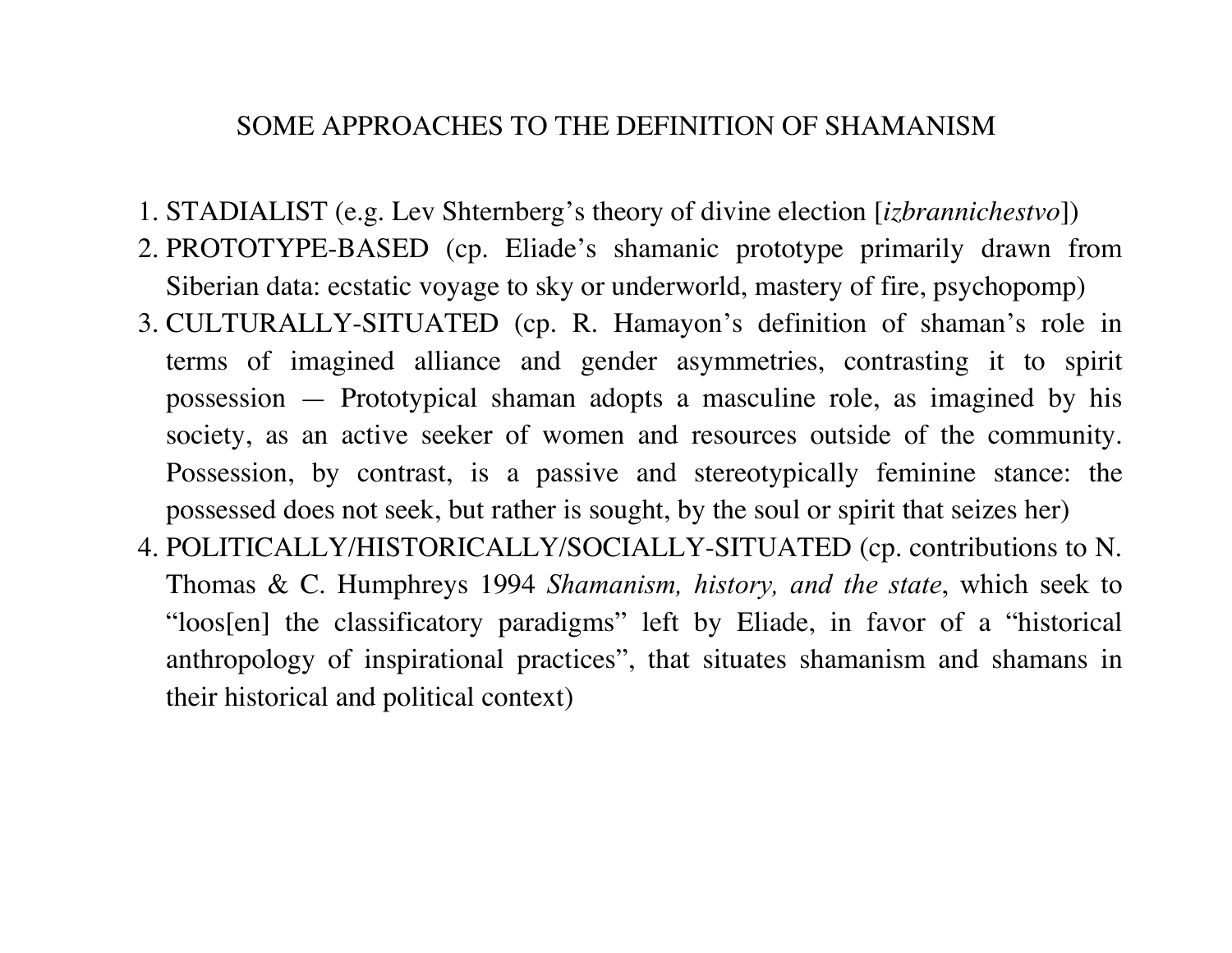# SOME APPROACHES TO THE DEFINITION OF SHAMANISM

1. STADIALIST (e.g. Lev Shternberg's theory of divine election [*izbrannichestvo*])
2. PROTOTYPE-BASED (cp. Eliade's shamanic prototype primarily drawn from Siberian data: ecstatic voyage to sky or underworld, mastery of fire, psychopomp)
3. CULTURALLY-SITUATED (cp. R. Hamayon's definition of shaman's role in terms of imagined alliance and gender asymmetries, contrasting it to spirit possession — Prototypical shaman adopts a masculine role, as imagined by his society, as an active seeker of women and resources outside of the community. Possession, by contrast, is a passive and stereotypically feminine stance: the possessed does not seek, but rather is sought, by the soul or spirit that seizes her)
4. POLITICALLY/HISTORICALLY/SOCIALLY-SITUATED (cp. contributions to N. Thomas & C. Humphreys 1994 *Shamanism, history, and the state*, which seek to "loos[en] the classificatory paradigms" left by Eliade, in favor of a "historical anthropology of inspirational practices", that situates shamanism and shamans in their historical and political context)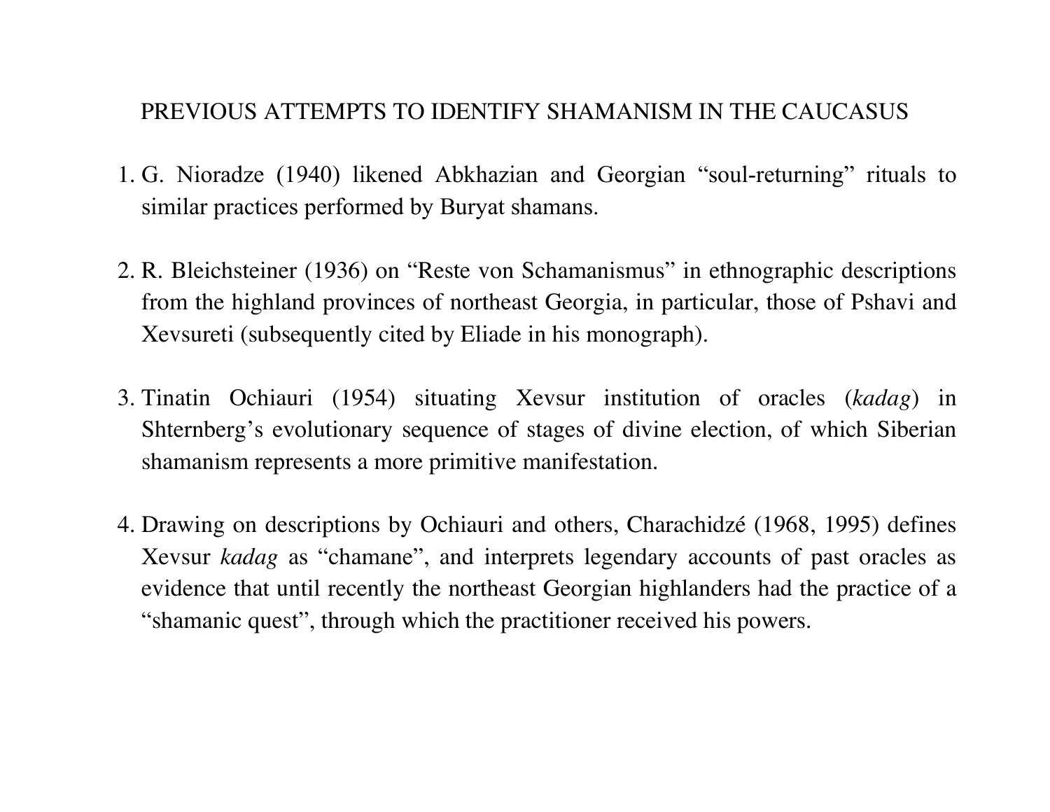## PREVIOUS ATTEMPTS TO IDENTIFY SHAMANISM IN THE CAUCASUS

1. G. Nioradze (1940) likened Abkhazian and Georgian "soul-returning" rituals to similar practices performed by Buryat shamans.

2. R. Bleichsteiner (1936) on "Reste von Schamanismus" in ethnographic descriptions from the highland provinces of northeast Georgia, in particular, those of Pshavi and Xevsureti (subsequently cited by Eliade in his monograph).

3. Tinatin Ochiauri (1954) situating Xevsur institution of oracles (*kadag*) in Shternberg's evolutionary sequence of stages of divine election, of which Siberian shamanism represents a more primitive manifestation.

4. Drawing on descriptions by Ochiauri and others, Charachidzé (1968, 1995) defines Xevsur *kadag* as "chamane", and interprets legendary accounts of past oracles as evidence that until recently the northeast Georgian highlanders had the practice of a "shamanic quest", through which the practitioner received his powers.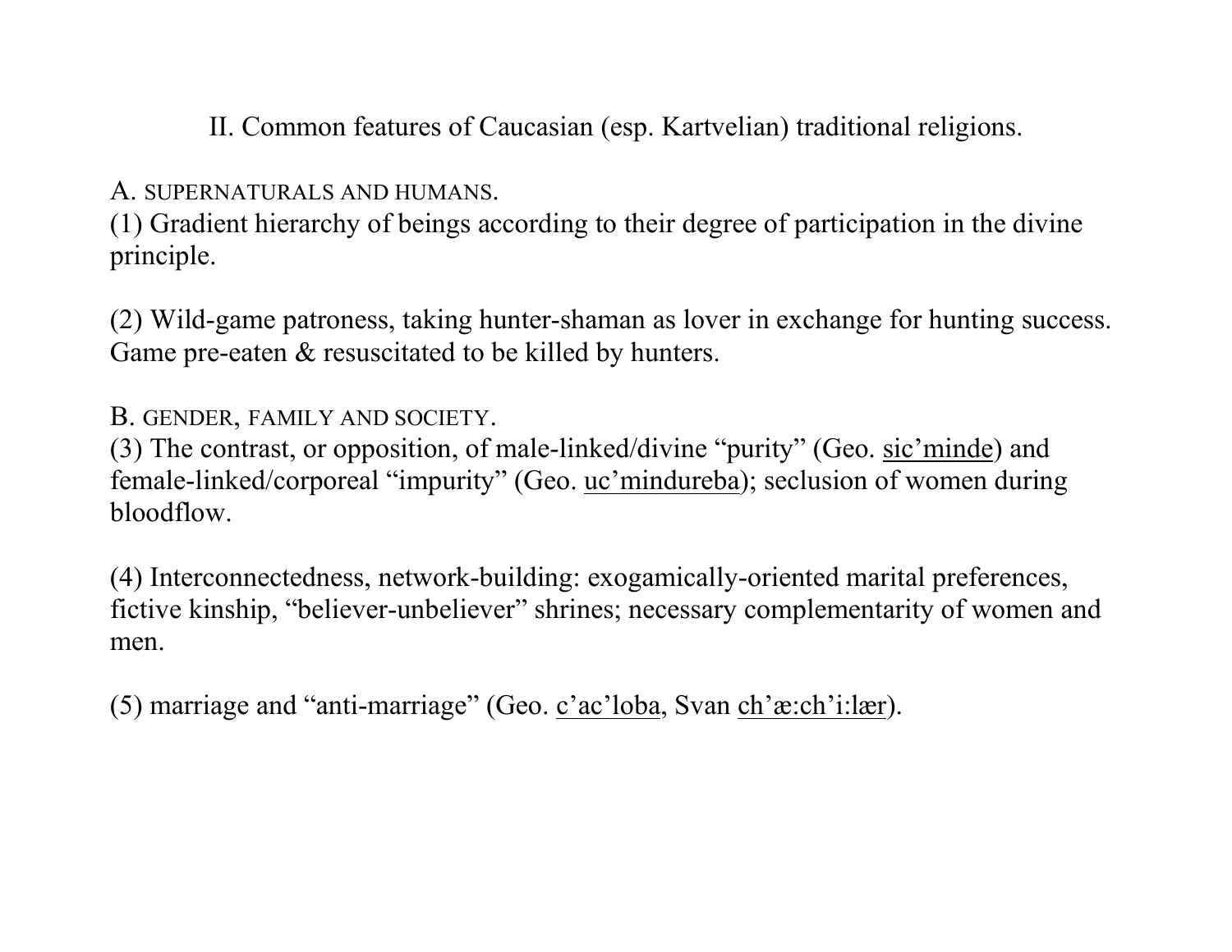## II. Common features of Caucasian (esp. Kartvelian) traditional religions.

### A. SUPERNATURALS AND HUMANS.

(1) Gradient hierarchy of beings according to their degree of participation in the divine principle.

(2) Wild-game patroness, taking hunter-shaman as lover in exchange for hunting success. Game pre-eaten & resuscitated to be killed by hunters.

### B. GENDER, FAMILY AND SOCIETY.

(3) The contrast, or opposition, of male-linked/divine "purity" (Geo. <u>sic'minde</u>) and female-linked/corporeal "impurity" (Geo. <u>uc'mindureba</u>); seclusion of women during bloodflow.

(4) Interconnectedness, network-building: exogamically-oriented marital preferences, fictive kinship, "believer-unbeliever" shrines; necessary complementarity of women and men.

(5) marriage and "anti-marriage" (Geo. <u>c'ac'loba</u>, Svan <u>ch'æ:ch'i:lær</u>).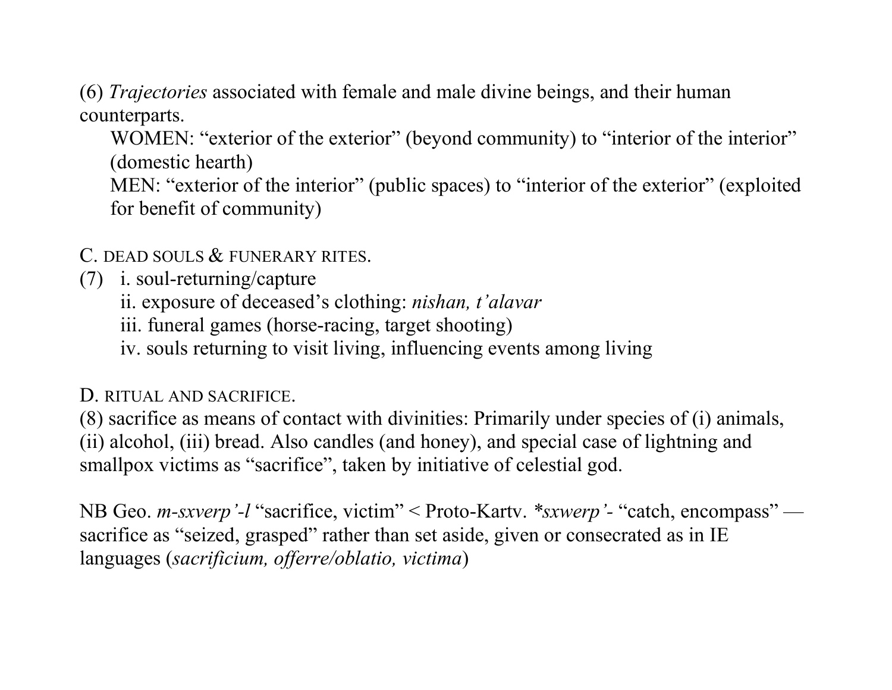(6) *Trajectories* associated with female and male divine beings, and their human counterparts.

WOMEN: "exterior of the exterior" (beyond community) to "interior of the interior" (domestic hearth)

MEN: "exterior of the interior" (public spaces) to "interior of the exterior" (exploited for benefit of community)

C. DEAD SOULS & FUNERARY RITES.

(7) i. soul-returning/capture

ii. exposure of deceased's clothing: *nishan, t'alavar*

iii. funeral games (horse-racing, target shooting)

iv. souls returning to visit living, influencing events among living

D. RITUAL AND SACRIFICE.

(8) sacrifice as means of contact with divinities: Primarily under species of (i) animals, (ii) alcohol, (iii) bread. Also candles (and honey), and special case of lightning and smallpox victims as "sacrifice", taken by initiative of celestial god.

NB Geo. *m-sxverp'-l* "sacrifice, victim" < Proto-Kartv. \**sxwerp'*- "catch, encompass" — sacrifice as "seized, grasped" rather than set aside, given or consecrated as in IE languages (*sacrificium, offerre/oblatio, victima*)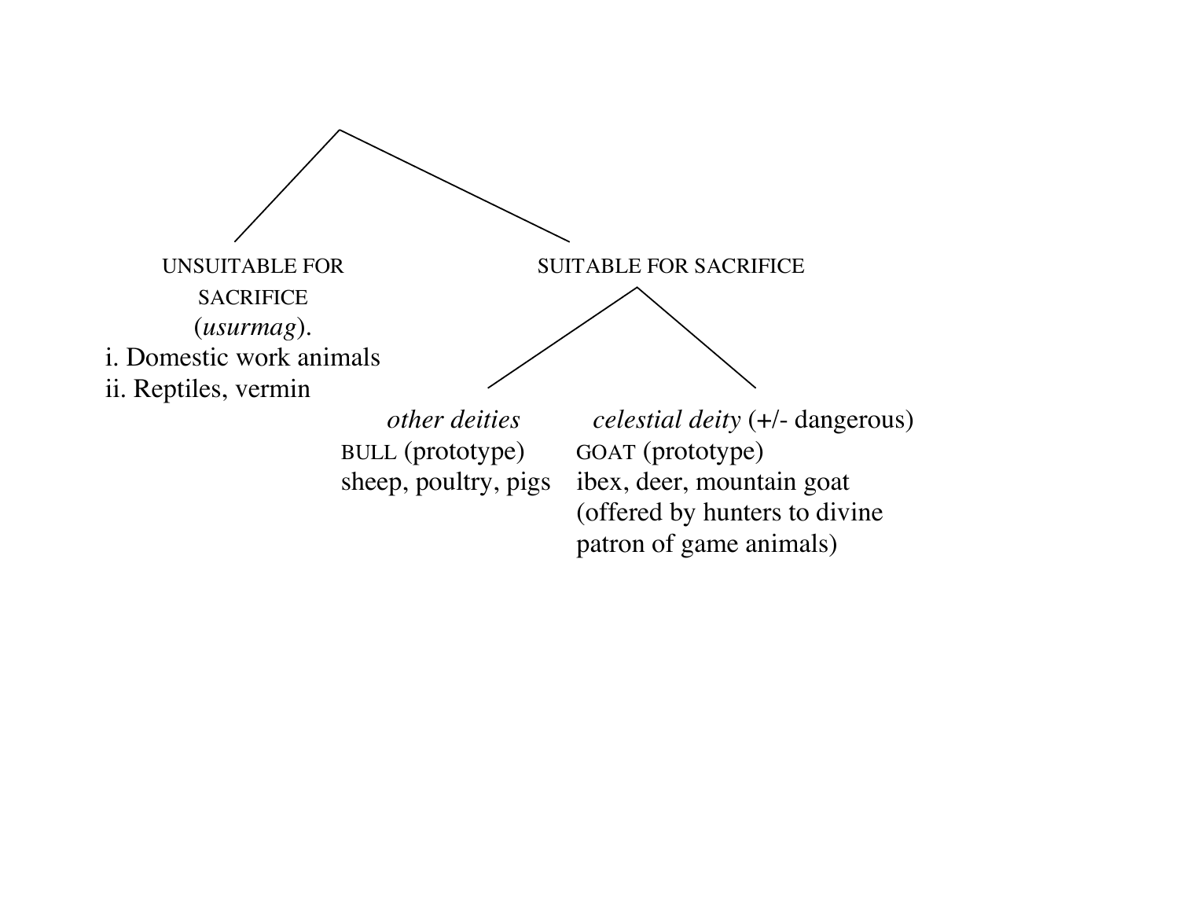UNSUITABLE FOR SACRIFICE (*usurmag*).

i. Domestic work animals
ii. Reptiles, vermin

SUITABLE FOR SACRIFICE

*other deities*
BULL (prototype)
sheep, poultry, pigs

*celestial deity* (+/- dangerous)
GOAT (prototype)
ibex, deer, mountain goat
(offered by hunters to divine patron of game animals)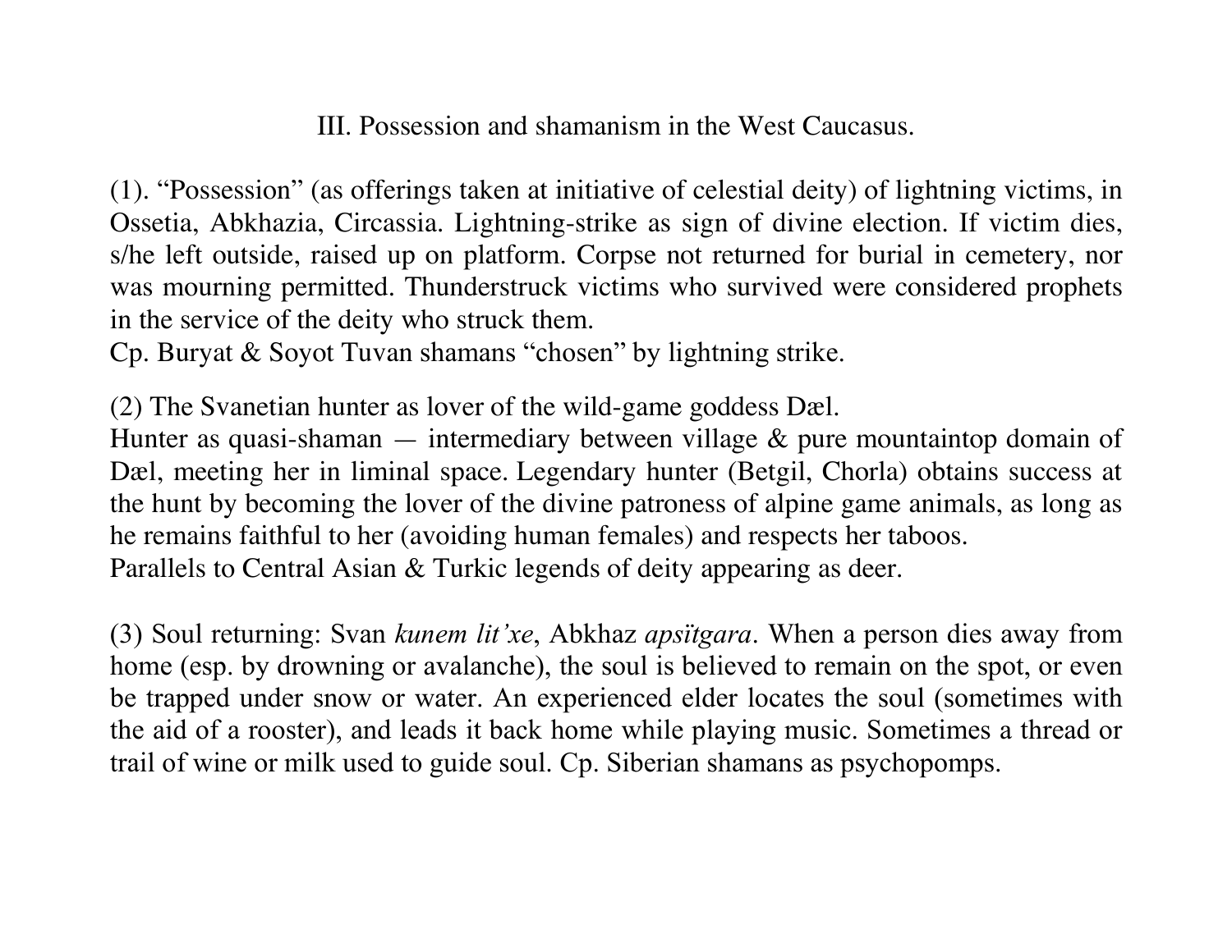## III. Possession and shamanism in the West Caucasus.

(1). “Possession” (as offerings taken at initiative of celestial deity) of lightning victims, in Ossetia, Abkhazia, Circassia. Lightning-strike as sign of divine election. If victim dies, s/he left outside, raised up on platform. Corpse not returned for burial in cemetery, nor was mourning permitted. Thunderstruck victims who survived were considered prophets in the service of the deity who struck them.
Cp. Buryat & Soyot Tuvan shamans “chosen” by lightning strike.

(2) The Svanetian hunter as lover of the wild-game goddess Dæl.
Hunter as quasi-shaman — intermediary between village & pure mountaintop domain of Dæl, meeting her in liminal space. Legendary hunter (Betgil, Chorla) obtains success at the hunt by becoming the lover of the divine patroness of alpine game animals, as long as he remains faithful to her (avoiding human females) and respects her taboos.
Parallels to Central Asian & Turkic legends of deity appearing as deer.

(3) Soul returning: Svan *kunem lit’xe*, Abkhaz *apsïtgara*. When a person dies away from home (esp. by drowning or avalanche), the soul is believed to remain on the spot, or even be trapped under snow or water. An experienced elder locates the soul (sometimes with the aid of a rooster), and leads it back home while playing music. Sometimes a thread or trail of wine or milk used to guide soul. Cp. Siberian shamans as psychopomps.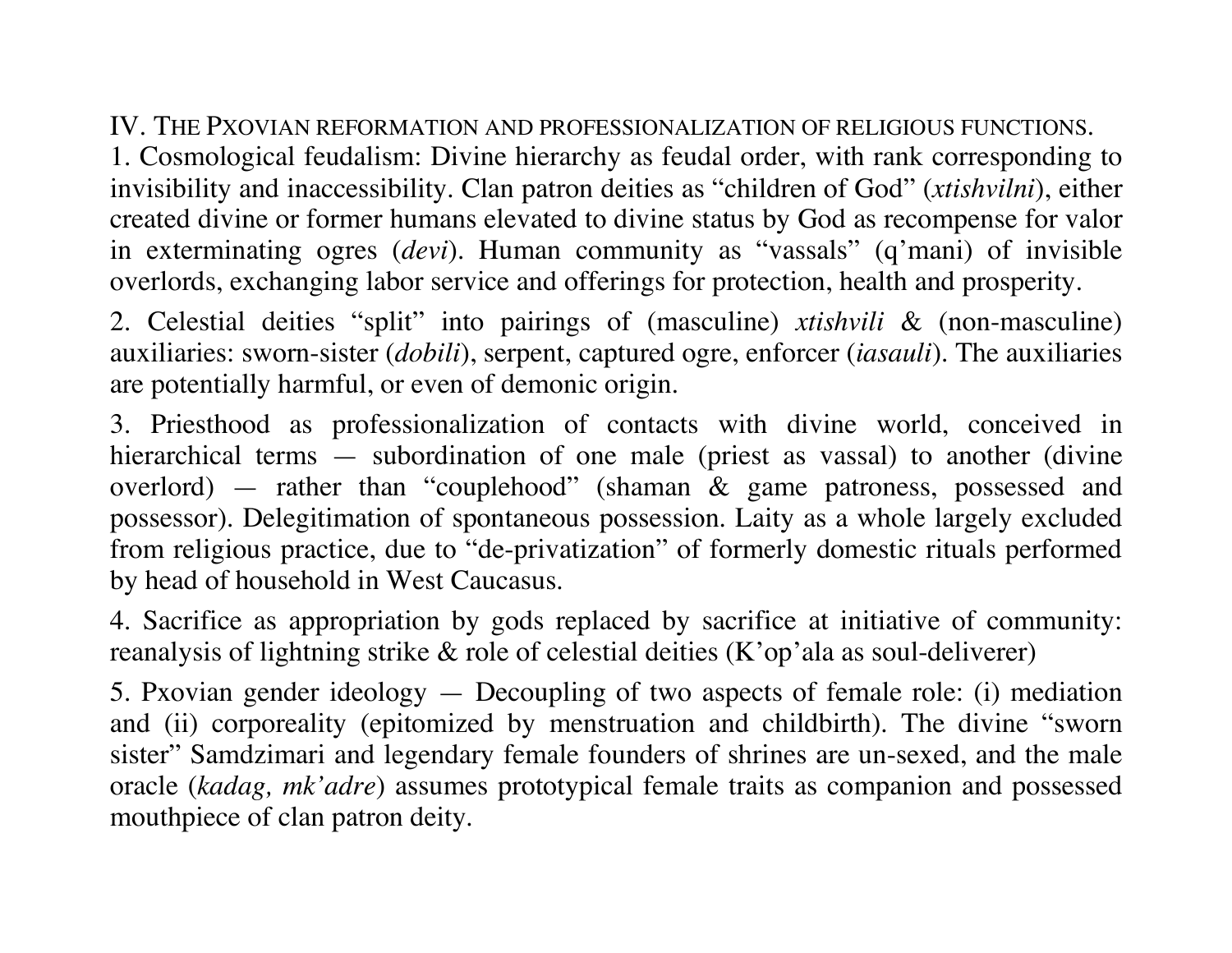## IV. The Pxovian reformation and professionalization of religious functions.

1. Cosmological feudalism: Divine hierarchy as feudal order, with rank corresponding to invisibility and inaccessibility. Clan patron deities as "children of God" (*xtishvilni*), either created divine or former humans elevated to divine status by God as recompense for valor in exterminating ogres (*devi*). Human community as "vassals" (q'mani) of invisible overlords, exchanging labor service and offerings for protection, health and prosperity.

2. Celestial deities "split" into pairings of (masculine) *xtishvili* & (non-masculine) auxiliaries: sworn-sister (*dobili*), serpent, captured ogre, enforcer (*iasauli*). The auxiliaries are potentially harmful, or even of demonic origin.

3. Priesthood as professionalization of contacts with divine world, conceived in hierarchical terms — subordination of one male (priest as vassal) to another (divine overlord) — rather than "couplehood" (shaman & game patroness, possessed and possessor). Delegitimation of spontaneous possession. Laity as a whole largely excluded from religious practice, due to "de-privatization" of formerly domestic rituals performed by head of household in West Caucasus.

4. Sacrifice as appropriation by gods replaced by sacrifice at initiative of community: reanalysis of lightning strike & role of celestial deities (K'op'ala as soul-deliverer)

5. Pxovian gender ideology — Decoupling of two aspects of female role: (i) mediation and (ii) corporeality (epitomized by menstruation and childbirth). The divine "sworn sister" Samdzimari and legendary female founders of shrines are un-sexed, and the male oracle (*kadag, mk'adre*) assumes prototypical female traits as companion and possessed mouthpiece of clan patron deity.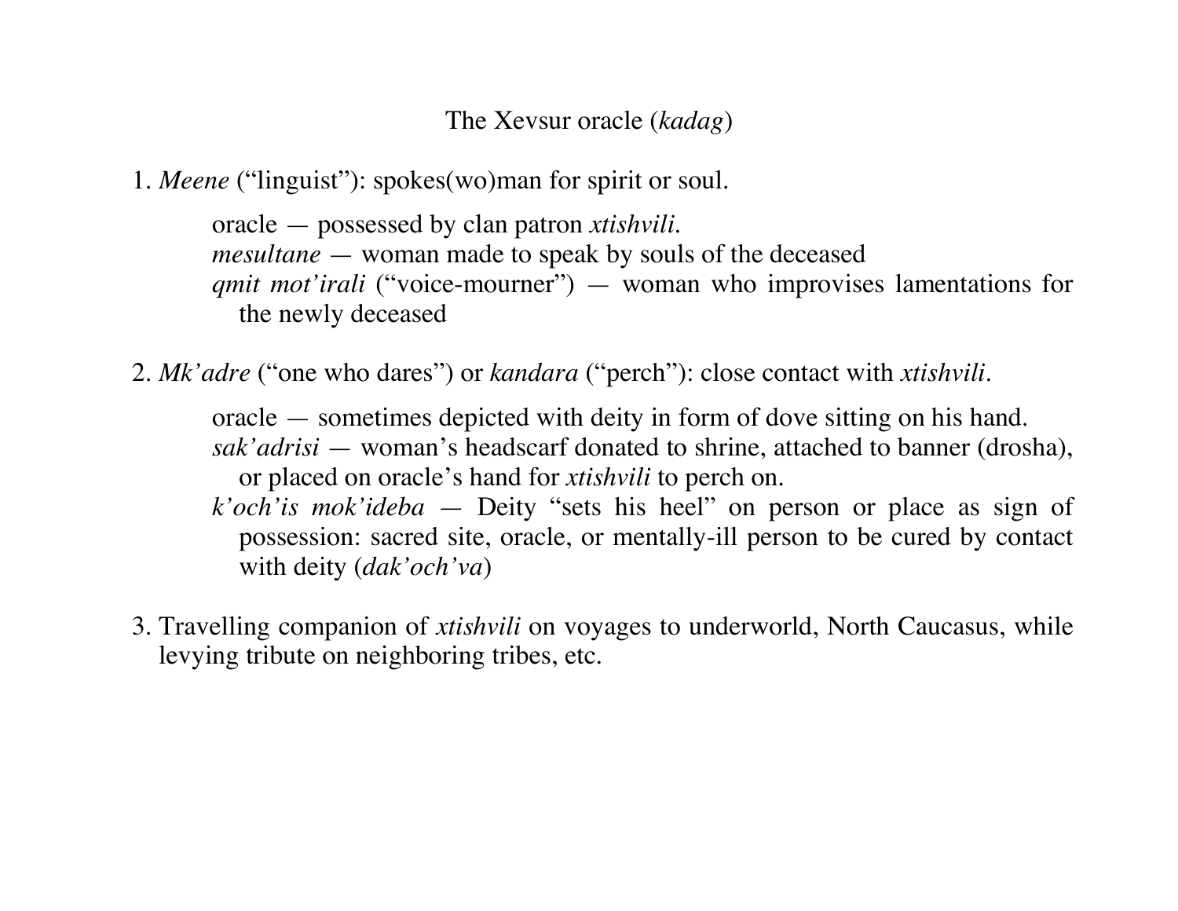# The Xevsur oracle (*kadag*)

1. *Meene* ("linguist"): spokes(wo)man for spirit or soul.

   oracle — possessed by clan patron *xtishvili*.
   *mesultane* — woman made to speak by souls of the deceased
   *qmit mot'irali* ("voice-mourner") — woman who improvises lamentations for the newly deceased

2. *Mk'adre* ("one who dares") or *kandara* ("perch"): close contact with *xtishvili*.

   oracle — sometimes depicted with deity in form of dove sitting on his hand.
   *sak'adrisi* — woman's headscarf donated to shrine, attached to banner (drosha), or placed on oracle's hand for *xtishvili* to perch on.
   *k'och'is mok'ideba* — Deity "sets his heel" on person or place as sign of possession: sacred site, oracle, or mentally-ill person to be cured by contact with deity (*dak'och'va*)

3. Travelling companion of *xtishvili* on voyages to underworld, North Caucasus, while levying tribute on neighboring tribes, etc.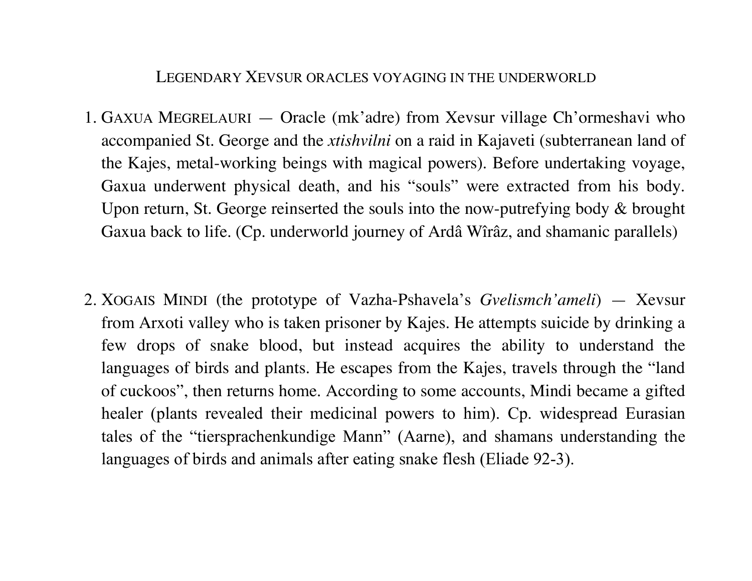## Legendary Xevsur oracles voyaging in the underworld

1. Gaxua Megrelauri — Oracle (mk'adre) from Xevsur village Ch'ormeshavi who accompanied St. George and the *xtishvilni* on a raid in Kajaveti (subterranean land of the Kajes, metal-working beings with magical powers). Before undertaking voyage, Gaxua underwent physical death, and his "souls" were extracted from his body. Upon return, St. George reinserted the souls into the now-putrefying body & brought Gaxua back to life. (Cp. underworld journey of Ardâ Wîrâz, and shamanic parallels)

2. Xogais Mindi (the prototype of Vazha-Pshavela's *Gvelismch'ameli*) — Xevsur from Arxoti valley who is taken prisoner by Kajes. He attempts suicide by drinking a few drops of snake blood, but instead acquires the ability to understand the languages of birds and plants. He escapes from the Kajes, travels through the "land of cuckoos", then returns home. According to some accounts, Mindi became a gifted healer (plants revealed their medicinal powers to him). Cp. widespread Eurasian tales of the "tiersprachenkundige Mann" (Aarne), and shamans understanding the languages of birds and animals after eating snake flesh (Eliade 92-3).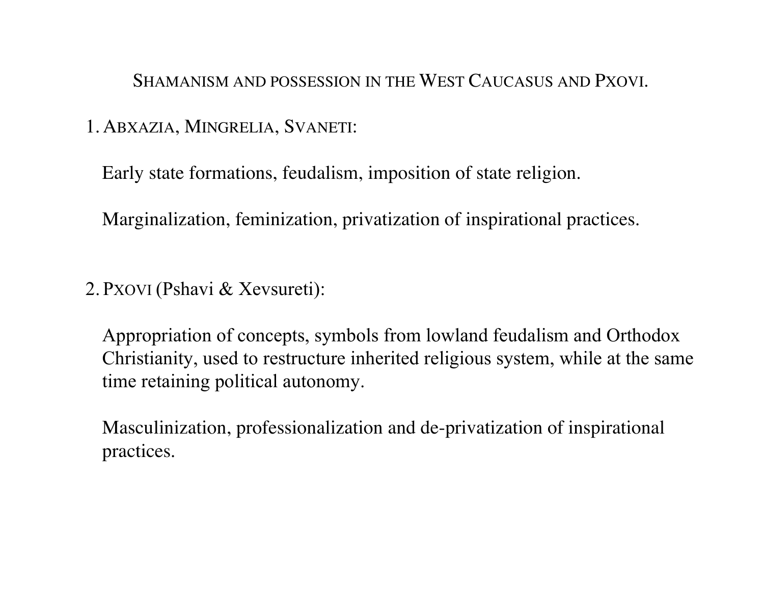# SHAMANISM AND POSSESSION IN THE WEST CAUCASUS AND PXOVI.

1. ABXAZIA, MINGRELIA, SVANETI:

   Early state formations, feudalism, imposition of state religion.

   Marginalization, feminization, privatization of inspirational practices.

2. PXOVI (Pshavi & Xevsureti):

   Appropriation of concepts, symbols from lowland feudalism and Orthodox Christianity, used to restructure inherited religious system, while at the same time retaining political autonomy.

   Masculinization, professionalization and de-privatization of inspirational practices.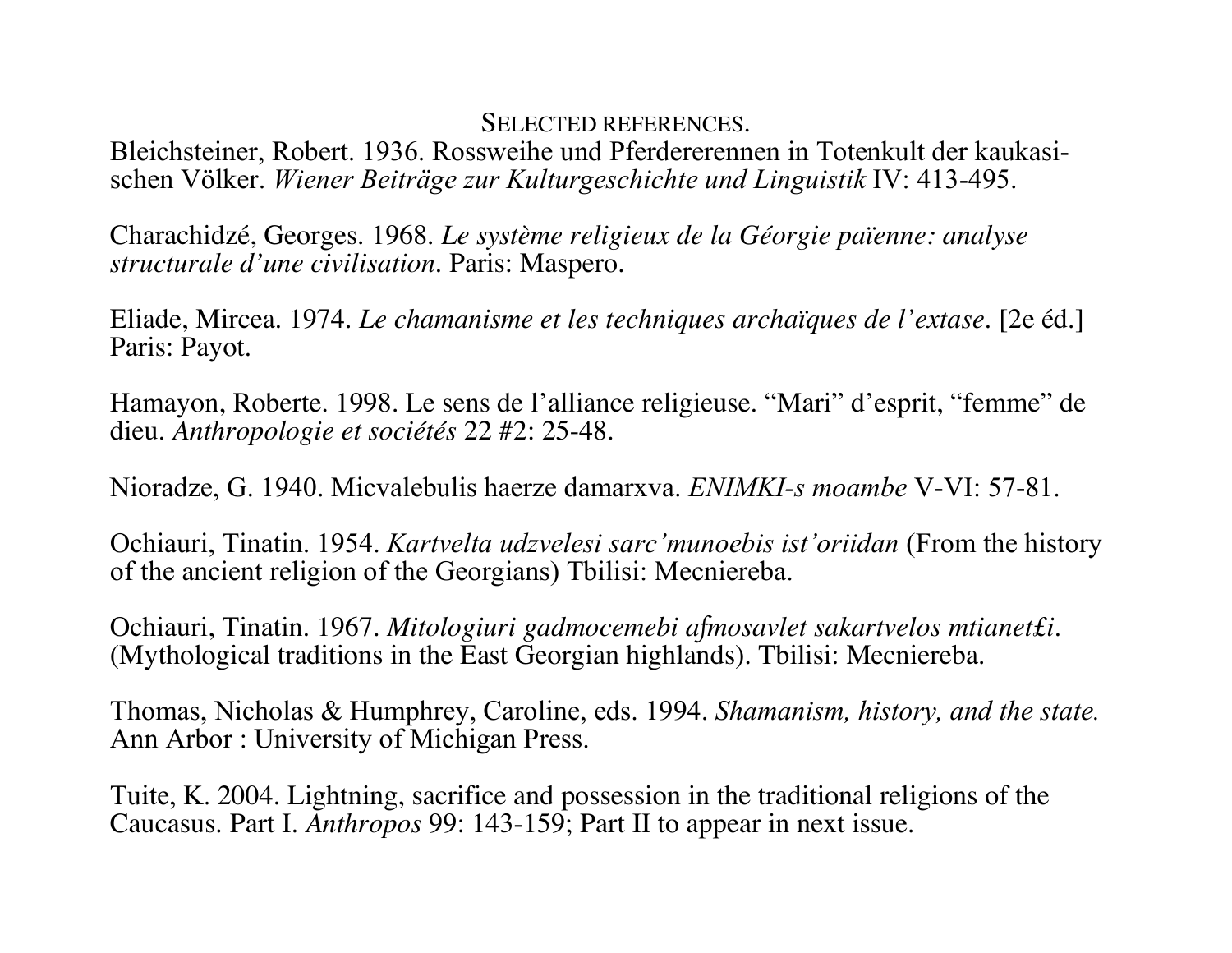## SELECTED REFERENCES.

Bleichsteiner, Robert. 1936. Rossweihe und Pferdererennen in Totenkult der kaukasischen Völker. *Wiener Beiträge zur Kulturgeschichte und Linguistik* IV: 413-495.

Charachidzé, Georges. 1968. *Le système religieux de la Géorgie païenne: analyse structurale d'une civilisation*. Paris: Maspero.

Eliade, Mircea. 1974. *Le chamanisme et les techniques archaïques de l'extase*. [2e éd.] Paris: Payot.

Hamayon, Roberte. 1998. Le sens de l'alliance religieuse. "Mari" d'esprit, "femme" de dieu. *Anthropologie et sociétés* 22 #2: 25-48.

Nioradze, G. 1940. Micvalebulis haerze damarxva. *ENIMKI-s moambe* V-VI: 57-81.

Ochiauri, Tinatin. 1954. *Kartvelta udzvelesi sarc'munoebis ist'oriidan* (From the history of the ancient religion of the Georgians) Tbilisi: Mecniereba.

Ochiauri, Tinatin. 1967. *Mitologiuri gadmocemebi afmosavlet sakartvelos mtianet£i*. (Mythological traditions in the East Georgian highlands). Tbilisi: Mecniereba.

Thomas, Nicholas & Humphrey, Caroline, eds. 1994. *Shamanism, history, and the state.* Ann Arbor : University of Michigan Press.

Tuite, K. 2004. Lightning, sacrifice and possession in the traditional religions of the Caucasus. Part I. *Anthropos* 99: 143-159; Part II to appear in next issue.